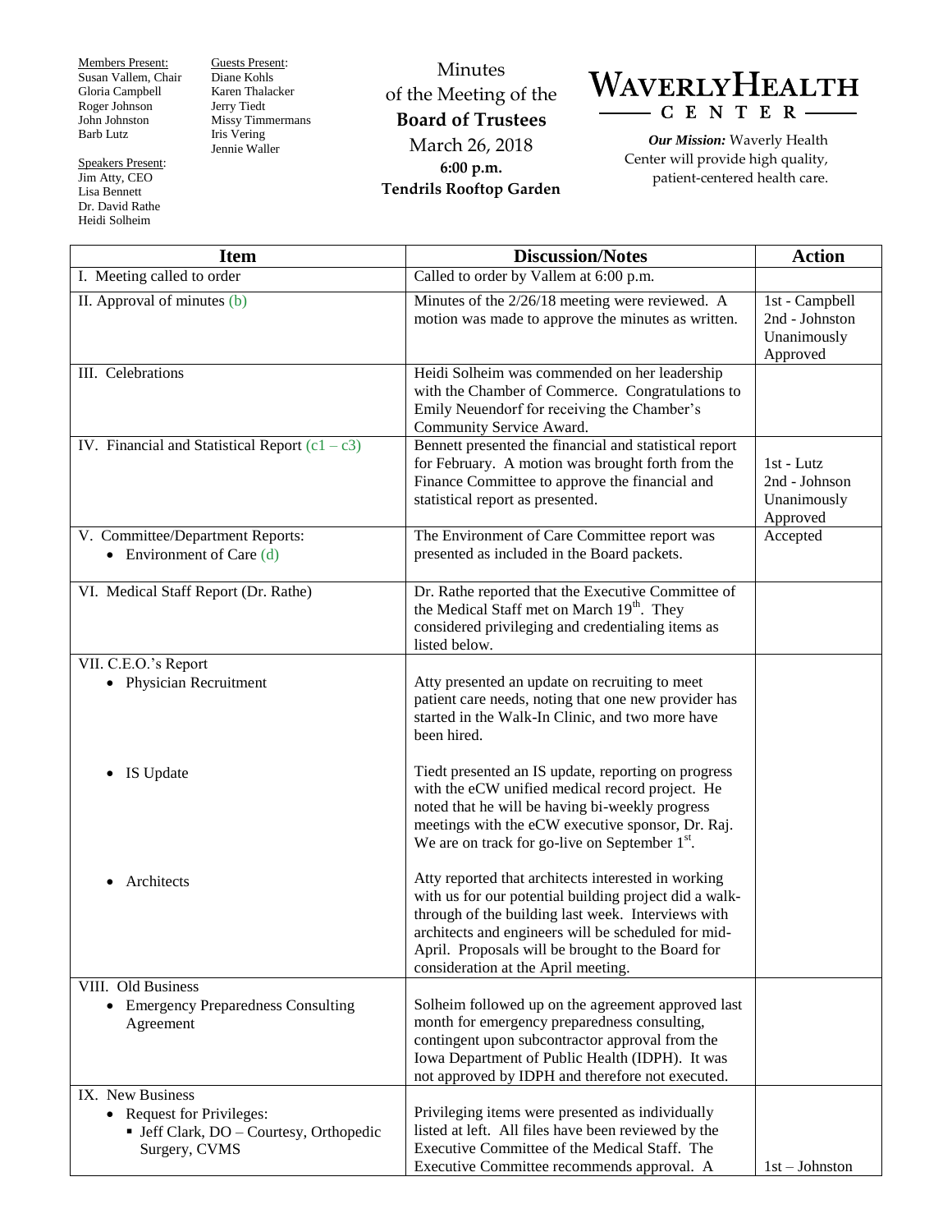Members Present:
Susan Vallem, Chair
Gloria Campbell
Roger Johnson
John Johnston
Barb Lutz

Guests Present:
Diane Kohls
Karen Thalacker
Jerry Tiedt
Missy Timmermans
Iris Vering
Jennie Waller

Speakers Present:
Jim Atty, CEO
Lisa Bennett
Dr. David Rathe
Heidi Solheim

# Minutes of the Meeting of the **Board of Trustees**

March 26, 2018
**6:00 p.m.**
**Tendrils Rooftop Garden**

**WAVERLY HEALTH CENTER**

***Our Mission:*** Waverly Health Center will provide high quality, patient-centered health care.

| Item | Discussion/Notes | Action |
|---|---|---|
| I. Meeting called to order | Called to order by Vallem at 6:00 p.m. | |
| II. Approval of minutes (b) | Minutes of the 2/26/18 meeting were reviewed. A motion was made to approve the minutes as written. | 1st - Campbell<br>2nd - Johnston<br>Unanimously Approved |
| III. Celebrations | Heidi Solheim was commended on her leadership with the Chamber of Commerce. Congratulations to Emily Neuendorf for receiving the Chamber's Community Service Award. | |
| IV. Financial and Statistical Report (c1 – c3) | Bennett presented the financial and statistical report for February. A motion was brought forth from the Finance Committee to approve the financial and statistical report as presented. | 1st - Lutz<br>2nd - Johnson<br>Unanimously Approved |
| V. Committee/Department Reports:<br>• Environment of Care (d) | The Environment of Care Committee report was presented as included in the Board packets. | Accepted |
| VI. Medical Staff Report (Dr. Rathe) | Dr. Rathe reported that the Executive Committee of the Medical Staff met on March 19th. They considered privileging and credentialing items as listed below. | |
| VII. C.E.O.'s Report<br>• Physician Recruitment | Atty presented an update on recruiting to meet patient care needs, noting that one new provider has started in the Walk-In Clinic, and two more have been hired. | |
| • IS Update | Tiedt presented an IS update, reporting on progress with the eCW unified medical record project. He noted that he will be having bi-weekly progress meetings with the eCW executive sponsor, Dr. Raj. We are on track for go-live on September 1st. | |
| • Architects | Atty reported that architects interested in working with us for our potential building project did a walk-through of the building last week. Interviews with architects and engineers will be scheduled for mid-April. Proposals will be brought to the Board for consideration at the April meeting. | |
| VIII. Old Business<br>• Emergency Preparedness Consulting Agreement | Solheim followed up on the agreement approved last month for emergency preparedness consulting, contingent upon subcontractor approval from the Iowa Department of Public Health (IDPH). It was not approved by IDPH and therefore not executed. | |
| IX. New Business<br>• Request for Privileges:<br>▪ Jeff Clark, DO – Courtesy, Orthopedic Surgery, CVMS | Privileging items were presented as individually listed at left. All files have been reviewed by the Executive Committee of the Medical Staff. The Executive Committee recommends approval. A | 1st – Johnston |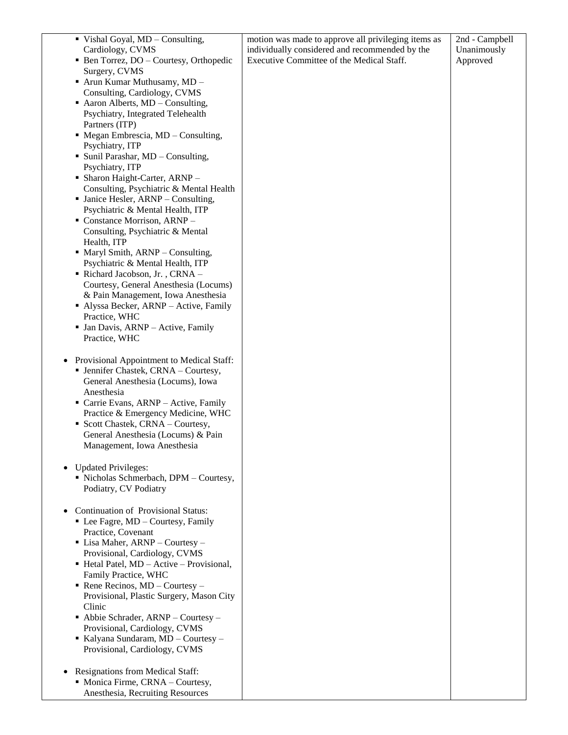| | | |
|---|---|---|
| ▪ Vishal Goyal, MD – Consulting, Cardiology, CVMS<br>▪ Ben Torrez, DO – Courtesy, Orthopedic Surgery, CVMS<br>▪ Arun Kumar Muthusamy, MD – Consulting, Cardiology, CVMS<br>▪ Aaron Alberts, MD – Consulting, Psychiatry, Integrated Telehealth Partners (ITP)<br>▪ Megan Embrescia, MD – Consulting, Psychiatry, ITP<br>▪ Sunil Parashar, MD – Consulting, Psychiatry, ITP<br>▪ Sharon Haight-Carter, ARNP – Consulting, Psychiatric & Mental Health<br>▪ Janice Hesler, ARNP – Consulting, Psychiatric & Mental Health, ITP<br>▪ Constance Morrison, ARNP – Consulting, Psychiatric & Mental Health, ITP<br>▪ Maryl Smith, ARNP – Consulting, Psychiatric & Mental Health, ITP<br>▪ Richard Jacobson, Jr. , CRNA – Courtesy, General Anesthesia (Locums) & Pain Management, Iowa Anesthesia<br>▪ Alyssa Becker, ARNP – Active, Family Practice, WHC<br>▪ Jan Davis, ARNP – Active, Family Practice, WHC<br><br>• Provisional Appointment to Medical Staff:<br>▪ Jennifer Chastek, CRNA – Courtesy, General Anesthesia (Locums), Iowa Anesthesia<br>▪ Carrie Evans, ARNP – Active, Family Practice & Emergency Medicine, WHC<br>▪ Scott Chastek, CRNA – Courtesy, General Anesthesia (Locums) & Pain Management, Iowa Anesthesia<br><br>• Updated Privileges:<br>▪ Nicholas Schmerbach, DPM – Courtesy, Podiatry, CV Podiatry<br><br>• Continuation of Provisional Status:<br>▪ Lee Fagre, MD – Courtesy, Family Practice, Covenant<br>▪ Lisa Maher, ARNP – Courtesy – Provisional, Cardiology, CVMS<br>▪ Hetal Patel, MD – Active – Provisional, Family Practice, WHC<br>▪ Rene Recinos, MD – Courtesy – Provisional, Plastic Surgery, Mason City Clinic<br>▪ Abbie Schrader, ARNP – Courtesy – Provisional, Cardiology, CVMS<br>▪ Kalyana Sundaram, MD – Courtesy – Provisional, Cardiology, CVMS<br><br>• Resignations from Medical Staff:<br>▪ Monica Firme, CRNA – Courtesy, Anesthesia, Recruiting Resources | motion was made to approve all privileging items as individually considered and recommended by the Executive Committee of the Medical Staff. | 2nd - Campbell<br>Unanimously Approved |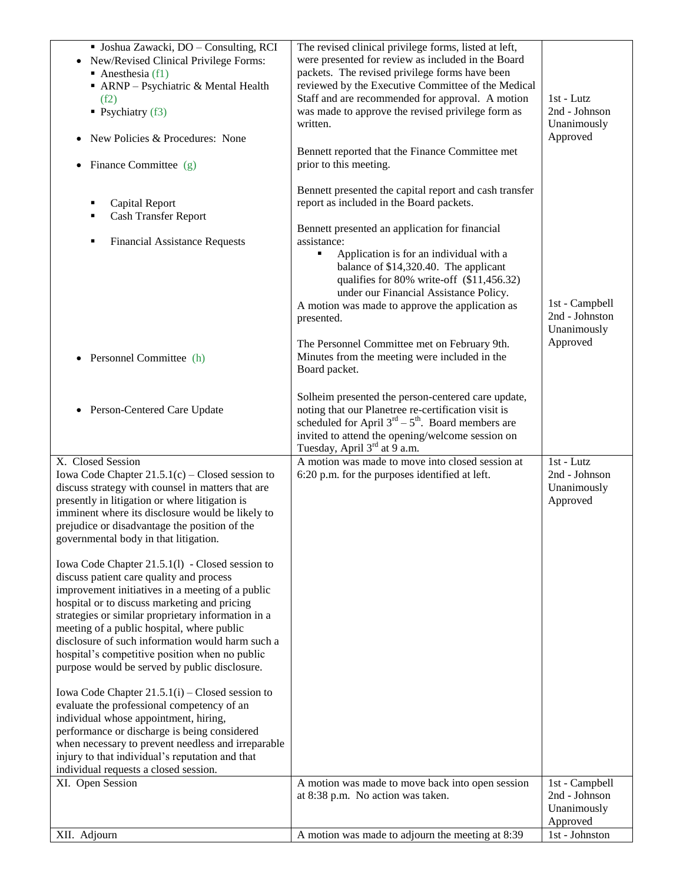| | | |
|---|---|---|
| ▪ Joshua Zawacki, DO – Consulting, RCI<br>• New/Revised Clinical Privilege Forms:<br>▪ Anesthesia (f1)<br>▪ ARNP – Psychiatric & Mental Health (f2)<br>▪ Psychiatry (f3)<br><br>• New Policies & Procedures: None<br><br>• Finance Committee (g)<br><br>▪ Capital Report<br>▪ Cash Transfer Report<br><br>▪ Financial Assistance Requests<br><br>• Personnel Committee (h)<br><br>• Person-Centered Care Update | The revised clinical privilege forms, listed at left, were presented for review as included in the Board packets. The revised privilege forms have been reviewed by the Executive Committee of the Medical Staff and are recommended for approval. A motion was made to approve the revised privilege form as written.<br><br>Bennett reported that the Finance Committee met prior to this meeting.<br><br>Bennett presented the capital report and cash transfer report as included in the Board packets.<br><br>Bennett presented an application for financial assistance:<br>▪ Application is for an individual with a balance of $14,320.40. The applicant qualifies for 80% write-off ($11,456.32) under our Financial Assistance Policy.<br>A motion was made to approve the application as presented.<br><br>The Personnel Committee met on February 9th. Minutes from the meeting were included in the Board packet.<br><br>Solheim presented the person-centered care update, noting that our Planetree re-certification visit is scheduled for April 3rd – 5th. Board members are invited to attend the opening/welcome session on Tuesday, April 3rd at 9 a.m. | 1st - Lutz<br>2nd - Johnson<br>Unanimously Approved<br><br>1st - Campbell<br>2nd - Johnson<br>Unanimously Approved |
| X. Closed Session<br>Iowa Code Chapter 21.5.1(c) – Closed session to discuss strategy with counsel in matters that are presently in litigation or where litigation is imminent where its disclosure would be likely to prejudice or disadvantage the position of the governmental body in that litigation.<br><br>Iowa Code Chapter 21.5.1(l) - Closed session to discuss patient care quality and process improvement initiatives in a meeting of a public hospital or to discuss marketing and pricing strategies or similar proprietary information in a meeting of a public hospital, where public disclosure of such information would harm such a hospital's competitive position when no public purpose would be served by public disclosure.<br><br>Iowa Code Chapter 21.5.1(i) – Closed session to evaluate the professional competency of an individual whose appointment, hiring, performance or discharge is being considered when necessary to prevent needless and irreparable injury to that individual's reputation and that individual requests a closed session. | A motion was made to move into closed session at 6:20 p.m. for the purposes identified at left. | 1st - Lutz<br>2nd - Johnson<br>Unanimously Approved |
| XI. Open Session | A motion was made to move back into open session at 8:38 p.m. No action was taken. | 1st - Campbell<br>2nd - Johnson<br>Unanimously Approved |
| XII. Adjourn | A motion was made to adjourn the meeting at 8:39 | 1st - Johnston |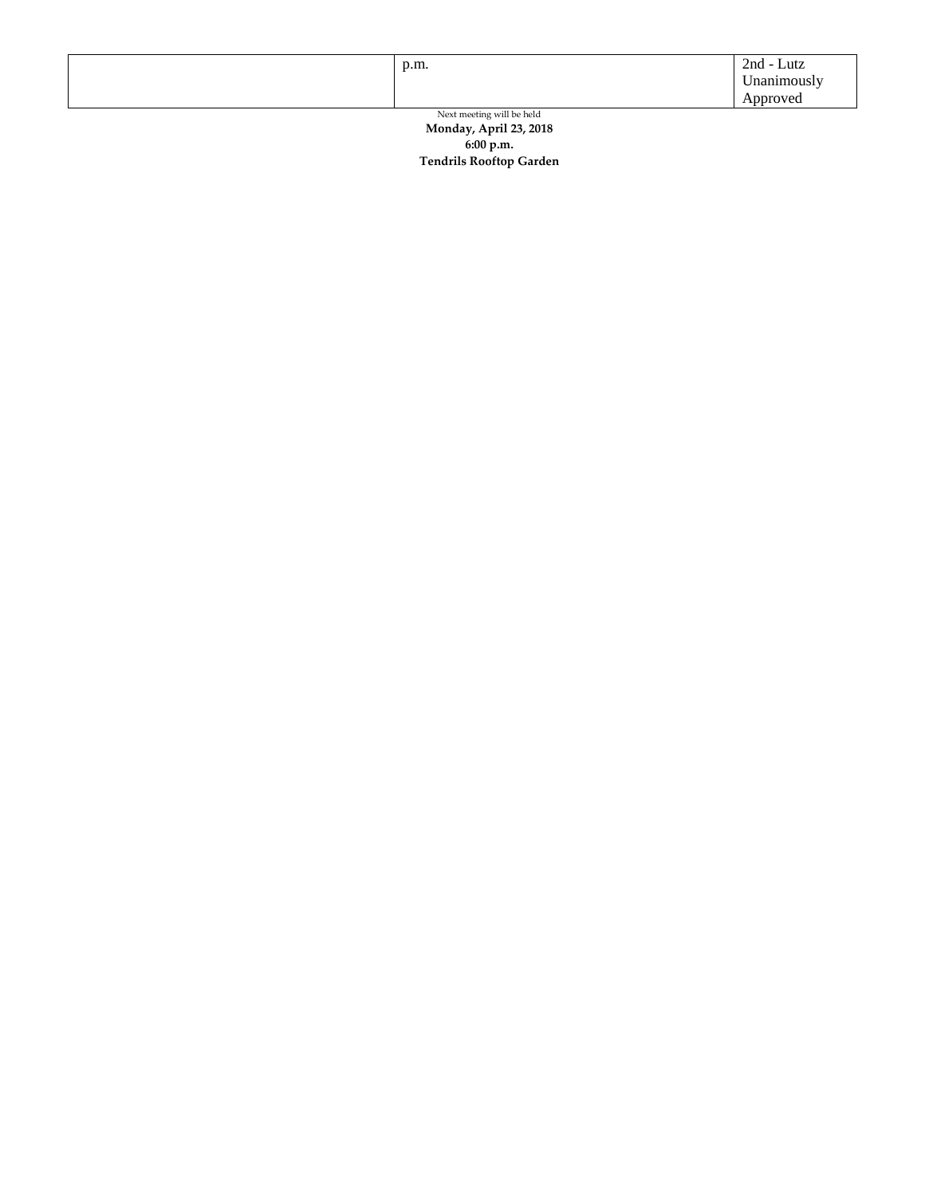| | | |
|---|---|---|
| | p.m. | 2nd - Lutz<br>Unanimously Approved |

Next meeting will be held

**Monday, April 23, 2018**

**6:00 p.m.**

**Tendrils Rooftop Garden**